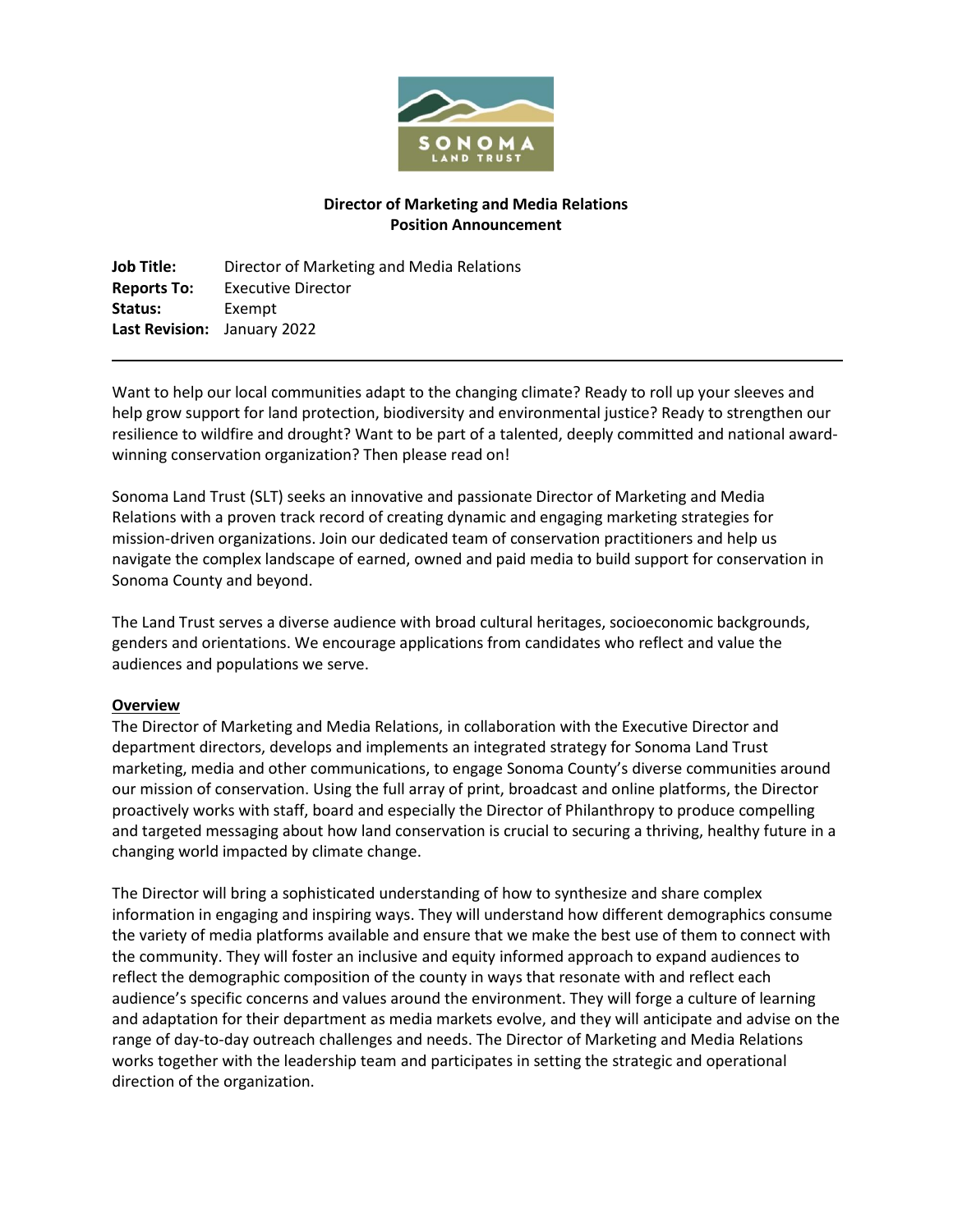**Director of Marketing and Media Relations**
**Position Announcement**

**Job Title:** Director of Marketing and Media Relations
**Reports To:** Executive Director
**Status:** Exempt
**Last Revision:** January 2022

---

Want to help our local communities adapt to the changing climate? Ready to roll up your sleeves and help grow support for land protection, biodiversity and environmental justice? Ready to strengthen our resilience to wildfire and drought? Want to be part of a talented, deeply committed and national award-winning conservation organization? Then please read on!

Sonoma Land Trust (SLT) seeks an innovative and passionate Director of Marketing and Media Relations with a proven track record of creating dynamic and engaging marketing strategies for mission-driven organizations. Join our dedicated team of conservation practitioners and help us navigate the complex landscape of earned, owned and paid media to build support for conservation in Sonoma County and beyond.

The Land Trust serves a diverse audience with broad cultural heritages, socioeconomic backgrounds, genders and orientations. We encourage applications from candidates who reflect and value the audiences and populations we serve.

## Overview

The Director of Marketing and Media Relations, in collaboration with the Executive Director and department directors, develops and implements an integrated strategy for Sonoma Land Trust marketing, media and other communications, to engage Sonoma County's diverse communities around our mission of conservation. Using the full array of print, broadcast and online platforms, the Director proactively works with staff, board and especially the Director of Philanthropy to produce compelling and targeted messaging about how land conservation is crucial to securing a thriving, healthy future in a changing world impacted by climate change.

The Director will bring a sophisticated understanding of how to synthesize and share complex information in engaging and inspiring ways. They will understand how different demographics consume the variety of media platforms available and ensure that we make the best use of them to connect with the community. They will foster an inclusive and equity informed approach to expand audiences to reflect the demographic composition of the county in ways that resonate with and reflect each audience's specific concerns and values around the environment. They will forge a culture of learning and adaptation for their department as media markets evolve, and they will anticipate and advise on the range of day-to-day outreach challenges and needs. The Director of Marketing and Media Relations works together with the leadership team and participates in setting the strategic and operational direction of the organization.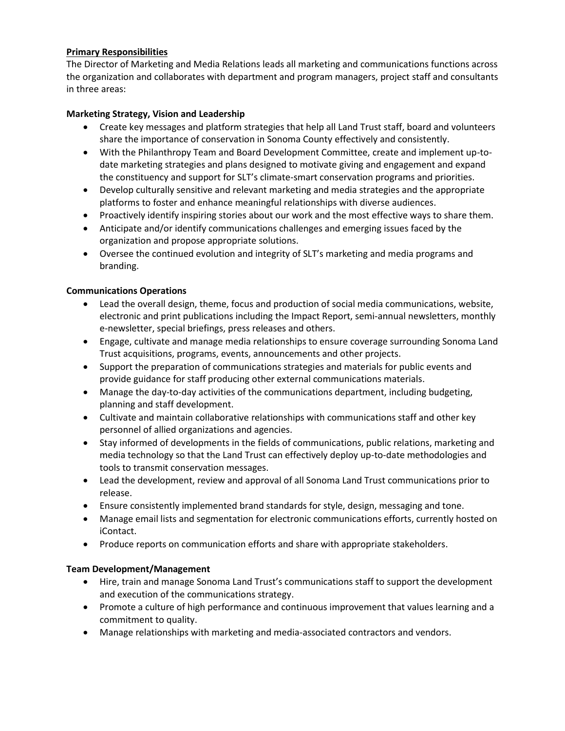## Primary Responsibilities

The Director of Marketing and Media Relations leads all marketing and communications functions across the organization and collaborates with department and program managers, project staff and consultants in three areas:

### Marketing Strategy, Vision and Leadership

- Create key messages and platform strategies that help all Land Trust staff, board and volunteers share the importance of conservation in Sonoma County effectively and consistently.
- With the Philanthropy Team and Board Development Committee, create and implement up-to-date marketing strategies and plans designed to motivate giving and engagement and expand the constituency and support for SLT's climate-smart conservation programs and priorities.
- Develop culturally sensitive and relevant marketing and media strategies and the appropriate platforms to foster and enhance meaningful relationships with diverse audiences.
- Proactively identify inspiring stories about our work and the most effective ways to share them.
- Anticipate and/or identify communications challenges and emerging issues faced by the organization and propose appropriate solutions.
- Oversee the continued evolution and integrity of SLT's marketing and media programs and branding.

### Communications Operations

- Lead the overall design, theme, focus and production of social media communications, website, electronic and print publications including the Impact Report, semi-annual newsletters, monthly e-newsletter, special briefings, press releases and others.
- Engage, cultivate and manage media relationships to ensure coverage surrounding Sonoma Land Trust acquisitions, programs, events, announcements and other projects.
- Support the preparation of communications strategies and materials for public events and provide guidance for staff producing other external communications materials.
- Manage the day-to-day activities of the communications department, including budgeting, planning and staff development.
- Cultivate and maintain collaborative relationships with communications staff and other key personnel of allied organizations and agencies.
- Stay informed of developments in the fields of communications, public relations, marketing and media technology so that the Land Trust can effectively deploy up-to-date methodologies and tools to transmit conservation messages.
- Lead the development, review and approval of all Sonoma Land Trust communications prior to release.
- Ensure consistently implemented brand standards for style, design, messaging and tone.
- Manage email lists and segmentation for electronic communications efforts, currently hosted on iContact.
- Produce reports on communication efforts and share with appropriate stakeholders.

### Team Development/Management

- Hire, train and manage Sonoma Land Trust's communications staff to support the development and execution of the communications strategy.
- Promote a culture of high performance and continuous improvement that values learning and a commitment to quality.
- Manage relationships with marketing and media-associated contractors and vendors.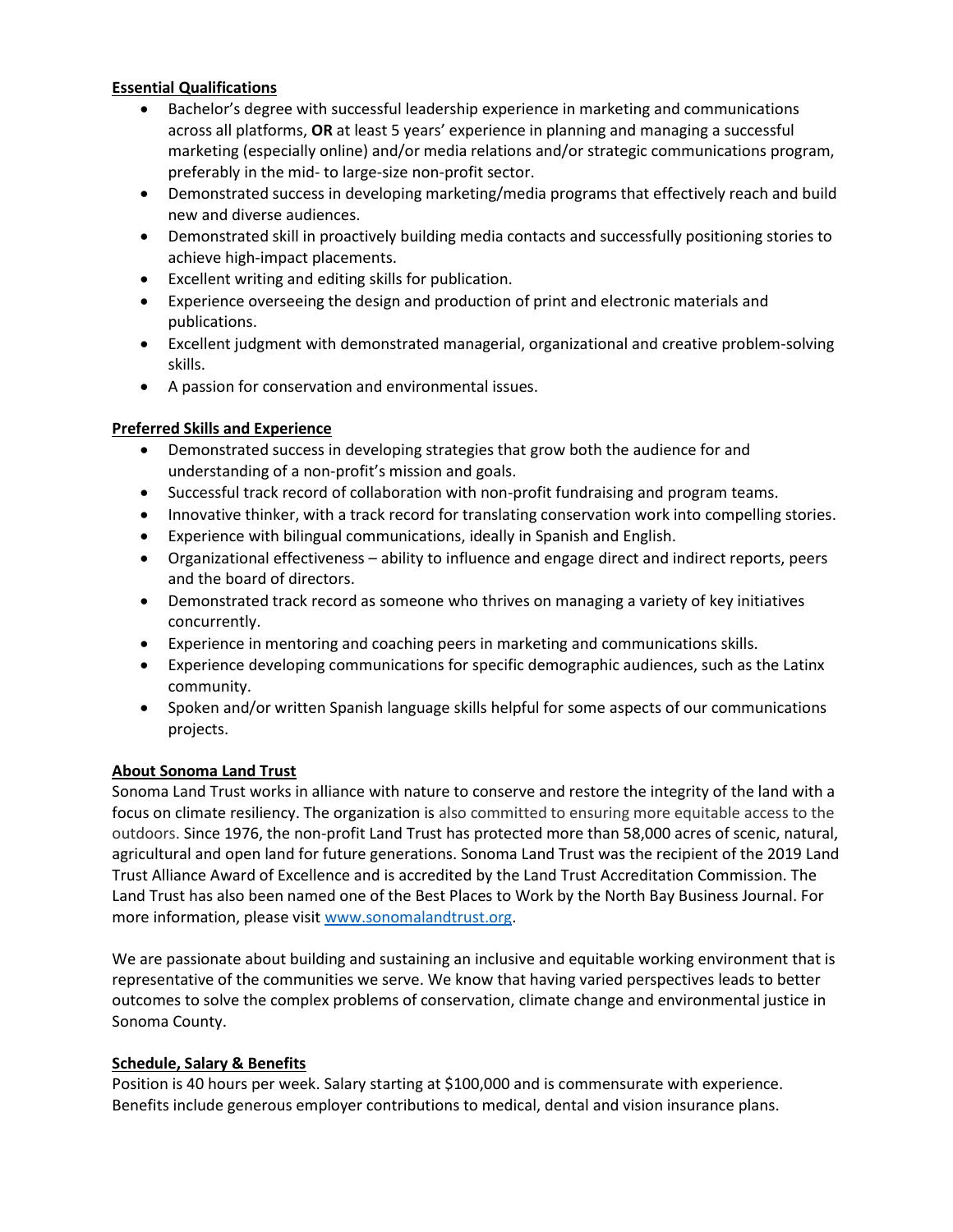## Essential Qualifications

- Bachelor's degree with successful leadership experience in marketing and communications across all platforms, **OR** at least 5 years' experience in planning and managing a successful marketing (especially online) and/or media relations and/or strategic communications program, preferably in the mid- to large-size non-profit sector.
- Demonstrated success in developing marketing/media programs that effectively reach and build new and diverse audiences.
- Demonstrated skill in proactively building media contacts and successfully positioning stories to achieve high-impact placements.
- Excellent writing and editing skills for publication.
- Experience overseeing the design and production of print and electronic materials and publications.
- Excellent judgment with demonstrated managerial, organizational and creative problem-solving skills.
- A passion for conservation and environmental issues.

## Preferred Skills and Experience

- Demonstrated success in developing strategies that grow both the audience for and understanding of a non-profit's mission and goals.
- Successful track record of collaboration with non-profit fundraising and program teams.
- Innovative thinker, with a track record for translating conservation work into compelling stories.
- Experience with bilingual communications, ideally in Spanish and English.
- Organizational effectiveness – ability to influence and engage direct and indirect reports, peers and the board of directors.
- Demonstrated track record as someone who thrives on managing a variety of key initiatives concurrently.
- Experience in mentoring and coaching peers in marketing and communications skills.
- Experience developing communications for specific demographic audiences, such as the Latinx community.
- Spoken and/or written Spanish language skills helpful for some aspects of our communications projects.

## About Sonoma Land Trust

Sonoma Land Trust works in alliance with nature to conserve and restore the integrity of the land with a focus on climate resiliency. The organization is also committed to ensuring more equitable access to the outdoors. Since 1976, the non-profit Land Trust has protected more than 58,000 acres of scenic, natural, agricultural and open land for future generations. Sonoma Land Trust was the recipient of the 2019 Land Trust Alliance Award of Excellence and is accredited by the Land Trust Accreditation Commission. The Land Trust has also been named one of the Best Places to Work by the North Bay Business Journal. For more information, please visit [www.sonomalandtrust.org](http://www.sonomalandtrust.org).

We are passionate about building and sustaining an inclusive and equitable working environment that is representative of the communities we serve. We know that having varied perspectives leads to better outcomes to solve the complex problems of conservation, climate change and environmental justice in Sonoma County.

## Schedule, Salary & Benefits

Position is 40 hours per week. Salary starting at $100,000 and is commensurate with experience. Benefits include generous employer contributions to medical, dental and vision insurance plans.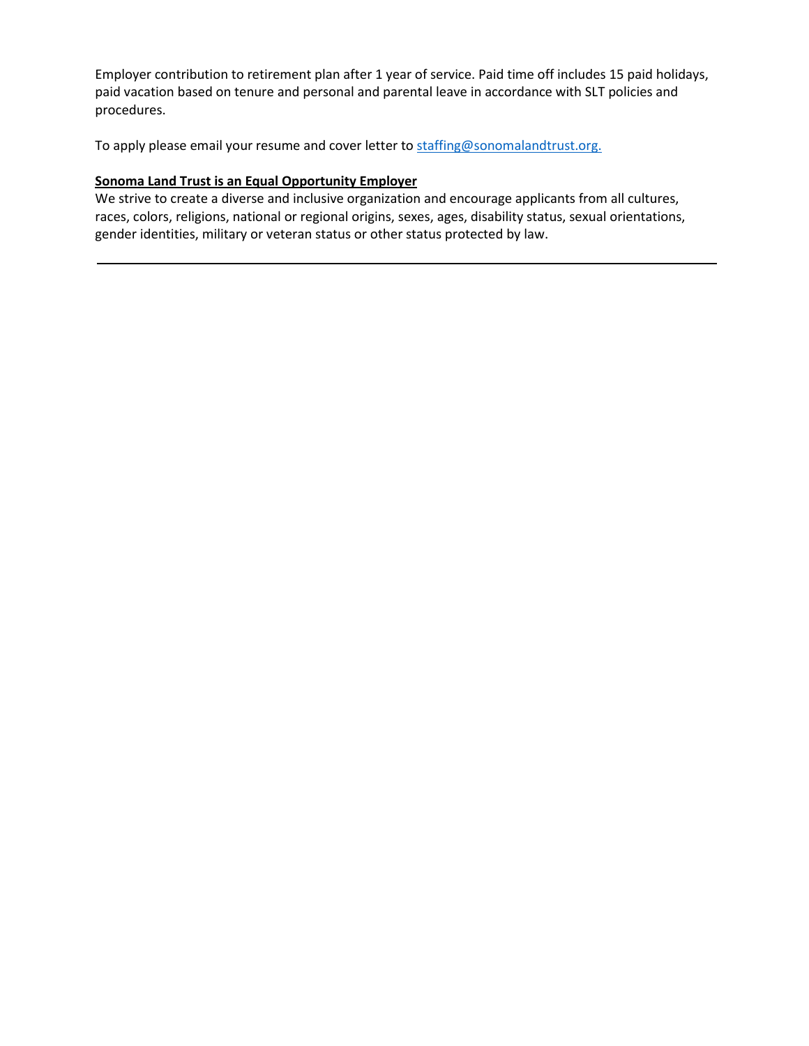Employer contribution to retirement plan after 1 year of service. Paid time off includes 15 paid holidays, paid vacation based on tenure and personal and parental leave in accordance with SLT policies and procedures.

To apply please email your resume and cover letter to staffing@sonomalandtrust.org.

**Sonoma Land Trust is an Equal Opportunity Employer**

We strive to create a diverse and inclusive organization and encourage applicants from all cultures, races, colors, religions, national or regional origins, sexes, ages, disability status, sexual orientations, gender identities, military or veteran status or other status protected by law.

---